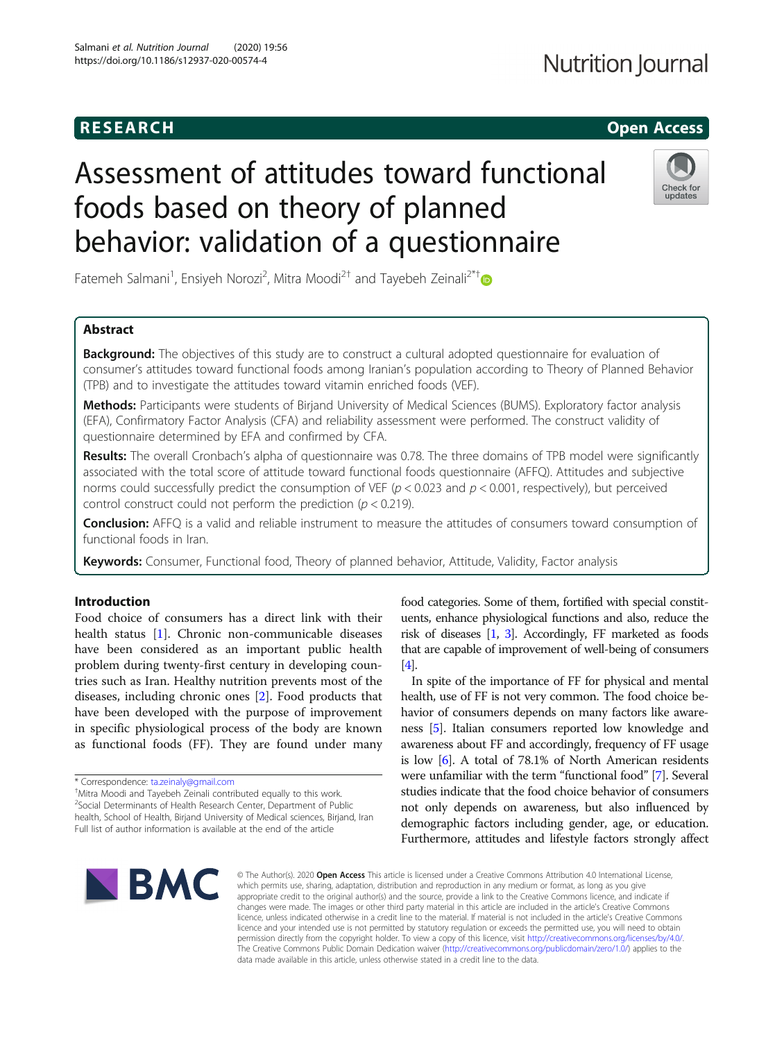RESEARCH | Open Access

# Assessment of attitudes toward functional foods based on theory of planned behavior: validation of a questionnaire

Fatemeh Salmani[1], Ensiyeh Norozi[2], Mitra Moodi[2†] and Tayebeh Zeinali[2*†]

## Abstract

**Background:** The objectives of this study are to construct a cultural adopted questionnaire for evaluation of consumer's attitudes toward functional foods among Iranian's population according to Theory of Planned Behavior (TPB) and to investigate the attitudes toward vitamin enriched foods (VEF).

**Methods:** Participants were students of Birjand University of Medical Sciences (BUMS). Exploratory factor analysis (EFA), Confirmatory Factor Analysis (CFA) and reliability assessment were performed. The construct validity of questionnaire determined by EFA and confirmed by CFA.

**Results:** The overall Cronbach's alpha of questionnaire was 0.78. The three domains of TPB model were significantly associated with the total score of attitude toward functional foods questionnaire (AFFQ). Attitudes and subjective norms could successfully predict the consumption of VEF ($p < 0.023$ and $p < 0.001$, respectively), but perceived control construct could not perform the prediction ($p < 0.219$).

**Conclusion:** AFFQ is a valid and reliable instrument to measure the attitudes of consumers toward consumption of functional foods in Iran.

**Keywords:** Consumer, Functional food, Theory of planned behavior, Attitude, Validity, Factor analysis

## Introduction

Food choice of consumers has a direct link with their health status [1]. Chronic non-communicable diseases have been considered as an important public health problem during twenty-first century in developing countries such as Iran. Healthy nutrition prevents most of the diseases, including chronic ones [2]. Food products that have been developed with the purpose of improvement in specific physiological process of the body are known as functional foods (FF). They are found under many food categories. Some of them, fortified with special constituents, enhance physiological functions and also, reduce the risk of diseases [1, 3]. Accordingly, FF marketed as foods that are capable of improvement of well-being of consumers [4].

In spite of the importance of FF for physical and mental health, use of FF is not very common. The food choice behavior of consumers depends on many factors like awareness [5]. Italian consumers reported low knowledge and awareness about FF and accordingly, frequency of FF usage is low [6]. A total of 78.1% of North American residents were unfamiliar with the term "functional food" [7]. Several studies indicate that the food choice behavior of consumers not only depends on awareness, but also influenced by demographic factors including gender, age, or education. Furthermore, attitudes and lifestyle factors strongly affect

* Correspondence: ta.zeinaly@gmail.com
†Mitra Moodi and Tayebeh Zeinali contributed equally to this work.
[2]Social Determinants of Health Research Center, Department of Public health, School of Health, Birjand University of Medical sciences, Birjand, Iran
Full list of author information is available at the end of the article

© The Author(s). 2020 **Open Access** This article is licensed under a Creative Commons Attribution 4.0 International License, which permits use, sharing, adaptation, distribution and reproduction in any medium or format, as long as you give appropriate credit to the original author(s) and the source, provide a link to the Creative Commons licence, and indicate if changes were made. The images or other third party material in this article are included in the article's Creative Commons licence, unless indicated otherwise in a credit line to the material. If material is not included in the article's Creative Commons licence and your intended use is not permitted by statutory regulation or exceeds the permitted use, you will need to obtain permission directly from the copyright holder. To view a copy of this licence, visit http://creativecommons.org/licenses/by/4.0/. The Creative Commons Public Domain Dedication waiver (http://creativecommons.org/publicdomain/zero/1.0/) applies to the data made available in this article, unless otherwise stated in a credit line to the data.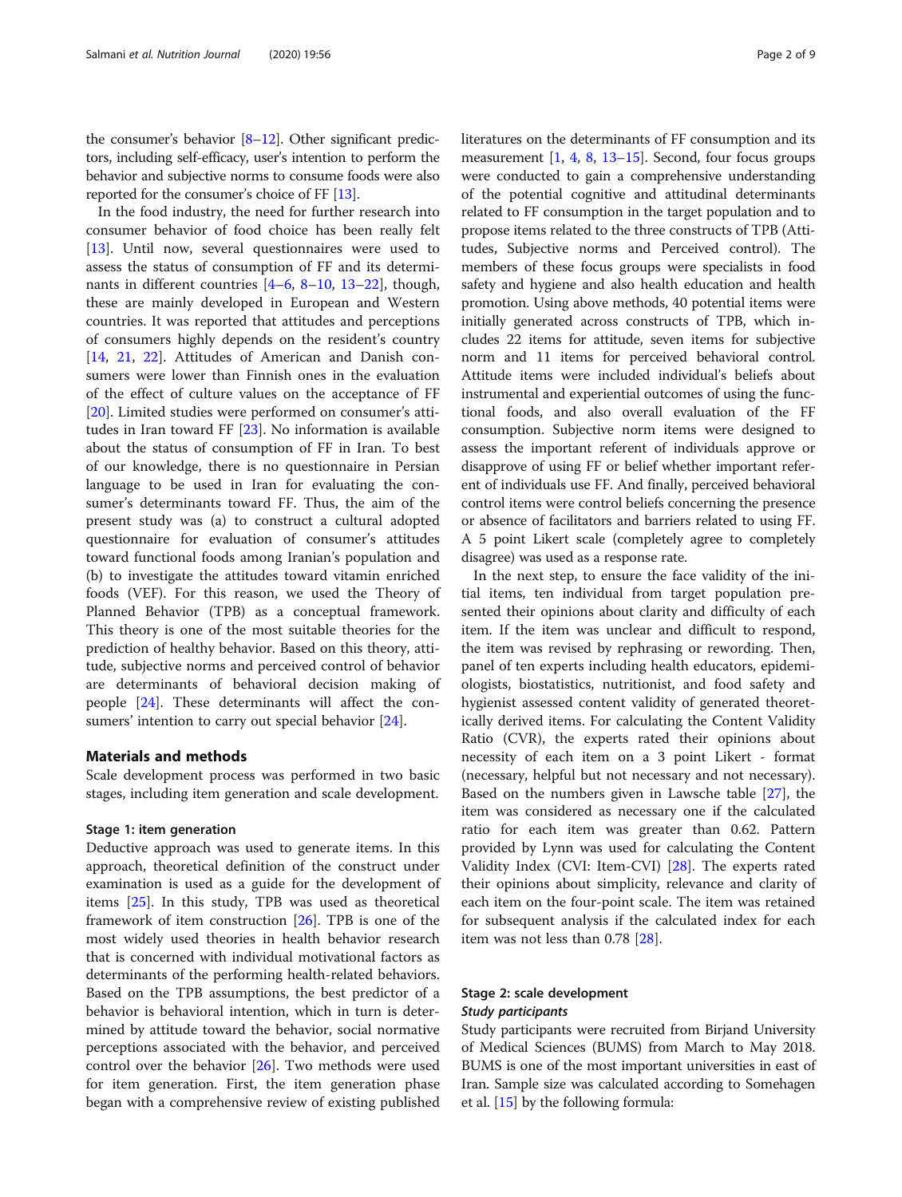the consumer's behavior [8–12]. Other significant predictors, including self-efficacy, user's intention to perform the behavior and subjective norms to consume foods were also reported for the consumer's choice of FF [13].

In the food industry, the need for further research into consumer behavior of food choice has been really felt [13]. Until now, several questionnaires were used to assess the status of consumption of FF and its determinants in different countries [4–6, 8–10, 13–22], though, these are mainly developed in European and Western countries. It was reported that attitudes and perceptions of consumers highly depends on the resident's country [14, 21, 22]. Attitudes of American and Danish consumers were lower than Finnish ones in the evaluation of the effect of culture values on the acceptance of FF [20]. Limited studies were performed on consumer's attitudes in Iran toward FF [23]. No information is available about the status of consumption of FF in Iran. To best of our knowledge, there is no questionnaire in Persian language to be used in Iran for evaluating the consumer's determinants toward FF. Thus, the aim of the present study was (a) to construct a cultural adopted questionnaire for evaluation of consumer's attitudes toward functional foods among Iranian's population and (b) to investigate the attitudes toward vitamin enriched foods (VEF). For this reason, we used the Theory of Planned Behavior (TPB) as a conceptual framework. This theory is one of the most suitable theories for the prediction of healthy behavior. Based on this theory, attitude, subjective norms and perceived control of behavior are determinants of behavioral decision making of people [24]. These determinants will affect the consumers' intention to carry out special behavior [24].

## Materials and methods

Scale development process was performed in two basic stages, including item generation and scale development.

### Stage 1: item generation

Deductive approach was used to generate items. In this approach, theoretical definition of the construct under examination is used as a guide for the development of items [25]. In this study, TPB was used as theoretical framework of item construction [26]. TPB is one of the most widely used theories in health behavior research that is concerned with individual motivational factors as determinants of the performing health-related behaviors. Based on the TPB assumptions, the best predictor of a behavior is behavioral intention, which in turn is determined by attitude toward the behavior, social normative perceptions associated with the behavior, and perceived control over the behavior [26]. Two methods were used for item generation. First, the item generation phase began with a comprehensive review of existing published literatures on the determinants of FF consumption and its measurement [1, 4, 8, 13–15]. Second, four focus groups were conducted to gain a comprehensive understanding of the potential cognitive and attitudinal determinants related to FF consumption in the target population and to propose items related to the three constructs of TPB (Attitudes, Subjective norms and Perceived control). The members of these focus groups were specialists in food safety and hygiene and also health education and health promotion. Using above methods, 40 potential items were initially generated across constructs of TPB, which includes 22 items for attitude, seven items for subjective norm and 11 items for perceived behavioral control. Attitude items were included individual's beliefs about instrumental and experiential outcomes of using the functional foods, and also overall evaluation of the FF consumption. Subjective norm items were designed to assess the important referent of individuals approve or disapprove of using FF or belief whether important referent of individuals use FF. And finally, perceived behavioral control items were control beliefs concerning the presence or absence of facilitators and barriers related to using FF. A 5 point Likert scale (completely agree to completely disagree) was used as a response rate.

In the next step, to ensure the face validity of the initial items, ten individual from target population presented their opinions about clarity and difficulty of each item. If the item was unclear and difficult to respond, the item was revised by rephrasing or rewording. Then, panel of ten experts including health educators, epidemiologists, biostatistics, nutritionist, and food safety and hygienist assessed content validity of generated theoretically derived items. For calculating the Content Validity Ratio (CVR), the experts rated their opinions about necessity of each item on a 3 point Likert - format (necessary, helpful but not necessary and not necessary). Based on the numbers given in Lawsche table [27], the item was considered as necessary one if the calculated ratio for each item was greater than 0.62. Pattern provided by Lynn was used for calculating the Content Validity Index (CVI: Item-CVI) [28]. The experts rated their opinions about simplicity, relevance and clarity of each item on the four-point scale. The item was retained for subsequent analysis if the calculated index for each item was not less than 0.78 [28].

### Stage 2: scale development

#### *Study participants*

Study participants were recruited from Birjand University of Medical Sciences (BUMS) from March to May 2018. BUMS is one of the most important universities in east of Iran. Sample size was calculated according to Somehagen et al. [15] by the following formula: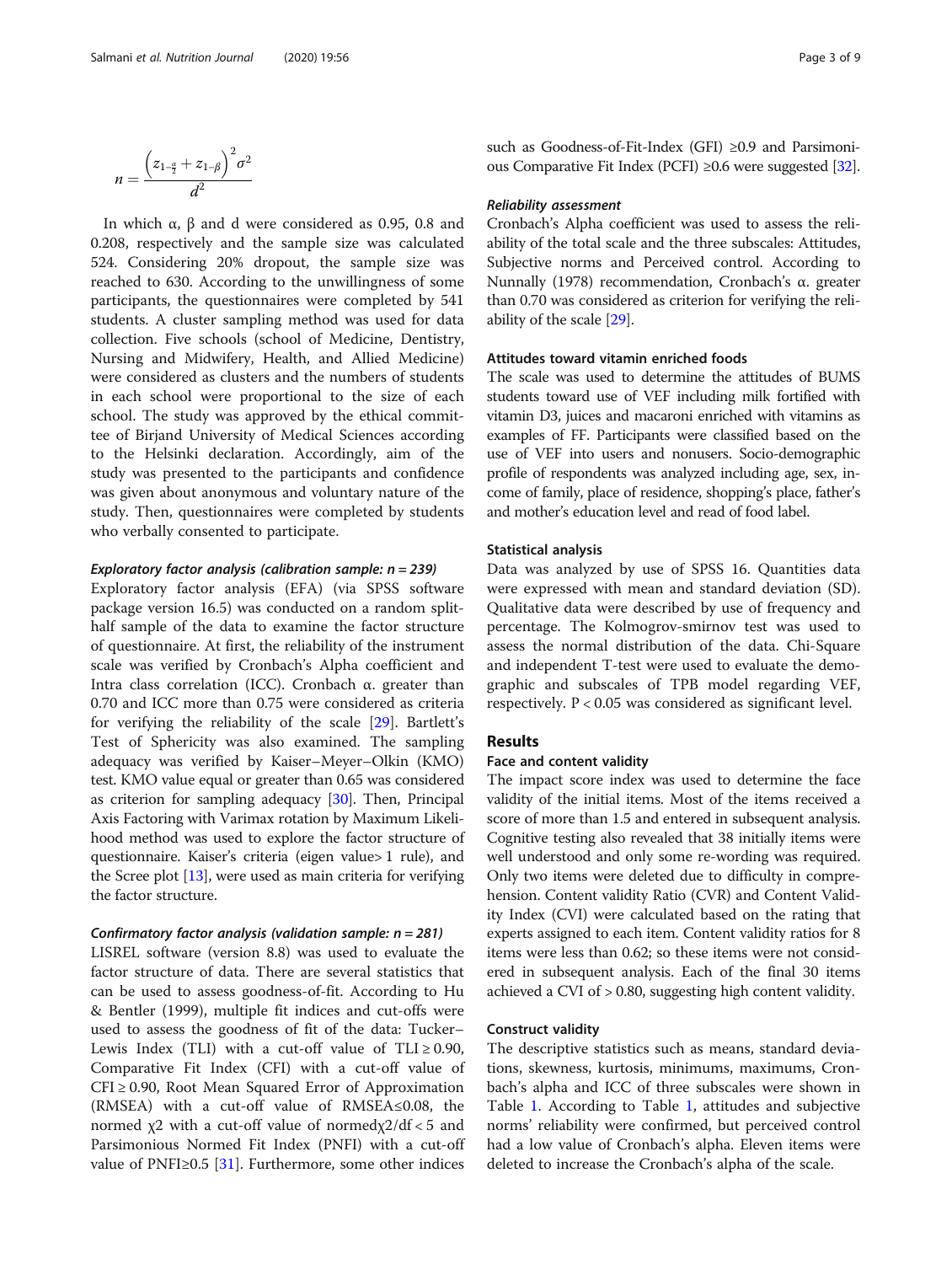$$n = \frac{\left(z_{1-\frac{\alpha}{2}} + z_{1-\beta}\right)^2 \sigma^2}{d^2}$$

In which α, β and d were considered as 0.95, 0.8 and 0.208, respectively and the sample size was calculated 524. Considering 20% dropout, the sample size was reached to 630. According to the unwillingness of some participants, the questionnaires were completed by 541 students. A cluster sampling method was used for data collection. Five schools (school of Medicine, Dentistry, Nursing and Midwifery, Health, and Allied Medicine) were considered as clusters and the numbers of students in each school were proportional to the size of each school. The study was approved by the ethical committee of Birjand University of Medical Sciences according to the Helsinki declaration. Accordingly, aim of the study was presented to the participants and confidence was given about anonymous and voluntary nature of the study. Then, questionnaires were completed by students who verbally consented to participate.

#### *Exploratory factor analysis (calibration sample: n = 239)*

Exploratory factor analysis (EFA) (via SPSS software package version 16.5) was conducted on a random split-half sample of the data to examine the factor structure of questionnaire. At first, the reliability of the instrument scale was verified by Cronbach's Alpha coefficient and Intra class correlation (ICC). Cronbach α. greater than 0.70 and ICC more than 0.75 were considered as criteria for verifying the reliability of the scale [29]. Bartlett's Test of Sphericity was also examined. The sampling adequacy was verified by Kaiser–Meyer–Olkin (KMO) test. KMO value equal or greater than 0.65 was considered as criterion for sampling adequacy [30]. Then, Principal Axis Factoring with Varimax rotation by Maximum Likelihood method was used to explore the factor structure of questionnaire. Kaiser's criteria (eigen value> 1 rule), and the Scree plot [13], were used as main criteria for verifying the factor structure.

#### *Confirmatory factor analysis (validation sample: n = 281)*

LISREL software (version 8.8) was used to evaluate the factor structure of data. There are several statistics that can be used to assess goodness-of-fit. According to Hu & Bentler (1999), multiple fit indices and cut-offs were used to assess the goodness of fit of the data: Tucker–Lewis Index (TLI) with a cut-off value of TLI ≥ 0.90, Comparative Fit Index (CFI) with a cut-off value of CFI ≥ 0.90, Root Mean Squared Error of Approximation (RMSEA) with a cut-off value of RMSEA≤0.08, the normed $\chi 2$ with a cut-off value of normed$\chi 2$/df < 5 and Parsimonious Normed Fit Index (PNFI) with a cut-off value of PNFI≥0.5 [31]. Furthermore, some other indices such as Goodness-of-Fit-Index (GFI) ≥0.9 and Parsimonious Comparative Fit Index (PCFI) ≥0.6 were suggested [32].

#### *Reliability assessment*

Cronbach's Alpha coefficient was used to assess the reliability of the total scale and the three subscales: Attitudes, Subjective norms and Perceived control. According to Nunnally (1978) recommendation, Cronbach's α. greater than 0.70 was considered as criterion for verifying the reliability of the scale [29].

### Attitudes toward vitamin enriched foods

The scale was used to determine the attitudes of BUMS students toward use of VEF including milk fortified with vitamin D3, juices and macaroni enriched with vitamins as examples of FF. Participants were classified based on the use of VEF into users and nonusers. Socio-demographic profile of respondents was analyzed including age, sex, income of family, place of residence, shopping's place, father's and mother's education level and read of food label.

### Statistical analysis

Data was analyzed by use of SPSS 16. Quantities data were expressed with mean and standard deviation (SD). Qualitative data were described by use of frequency and percentage. The Kolmogrov-smirnov test was used to assess the normal distribution of the data. Chi-Square and independent T-test were used to evaluate the demographic and subscales of TPB model regarding VEF, respectively. P < 0.05 was considered as significant level.

## Results

### Face and content validity

The impact score index was used to determine the face validity of the initial items. Most of the items received a score of more than 1.5 and entered in subsequent analysis. Cognitive testing also revealed that 38 initially items were well understood and only some re-wording was required. Only two items were deleted due to difficulty in comprehension. Content validity Ratio (CVR) and Content Validity Index (CVI) were calculated based on the rating that experts assigned to each item. Content validity ratios for 8 items were less than 0.62; so these items were not considered in subsequent analysis. Each of the final 30 items achieved a CVI of > 0.80, suggesting high content validity.

### Construct validity

The descriptive statistics such as means, standard deviations, skewness, kurtosis, minimums, maximums, Cronbach's alpha and ICC of three subscales were shown in Table 1. According to Table 1, attitudes and subjective norms' reliability were confirmed, but perceived control had a low value of Cronbach's alpha. Eleven items were deleted to increase the Cronbach's alpha of the scale.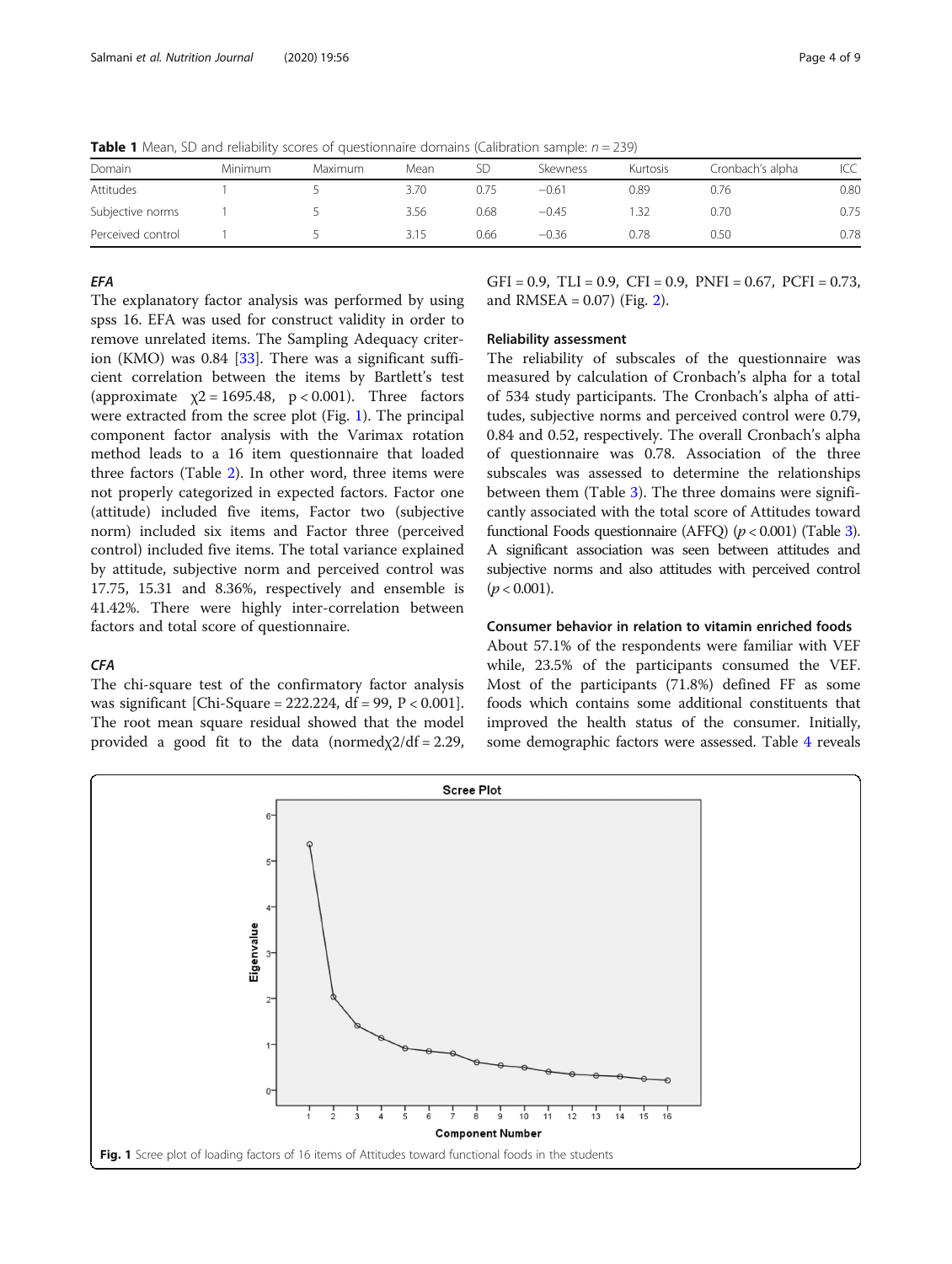**Table 1** Mean, SD and reliability scores of questionnaire domains (Calibration sample: $n = 239$)

| Domain | Minimum | Maximum | Mean | SD | Skewness | Kurtosis | Cronbach's alpha | ICC |
|---|---|---|---|---|---|---|---|---|
| Attitudes | 1 | 5 | 3.70 | 0.75 | −0.61 | 0.89 | 0.76 | 0.80 |
| Subjective norms | 1 | 5 | 3.56 | 0.68 | −0.45 | 1.32 | 0.70 | 0.75 |
| Perceived control | 1 | 5 | 3.15 | 0.66 | −0.36 | 0.78 | 0.50 | 0.78 |

### *EFA*

The explanatory factor analysis was performed by using spss 16. EFA was used for construct validity in order to remove unrelated items. The Sampling Adequacy criterion (KMO) was 0.84 [33]. There was a significant sufficient correlation between the items by Bartlett's test (approximate $\chi 2 = 1695.48$, $p < 0.001$). Three factors were extracted from the scree plot (Fig. 1). The principal component factor analysis with the Varimax rotation method leads to a 16 item questionnaire that loaded three factors (Table 2). In other word, three items were not properly categorized in expected factors. Factor one (attitude) included five items, Factor two (subjective norm) included six items and Factor three (perceived control) included five items. The total variance explained by attitude, subjective norm and perceived control was 17.75, 15.31 and 8.36%, respectively and ensemble is 41.42%. There were highly inter-correlation between factors and total score of questionnaire.

### *CFA*

The chi-square test of the confirmatory factor analysis was significant [Chi-Square = 222.224, df = 99, P < 0.001]. The root mean square residual showed that the model provided a good fit to the data (normed$\chi 2$/df = 2.29, GFI = 0.9, TLI = 0.9, CFI = 0.9, PNFI = 0.67, PCFI = 0.73, and RMSEA = 0.07) (Fig. 2).

### Reliability assessment

The reliability of subscales of the questionnaire was measured by calculation of Cronbach's alpha for a total of 534 study participants. The Cronbach's alpha of attitudes, subjective norms and perceived control were 0.79, 0.84 and 0.52, respectively. The overall Cronbach's alpha of questionnaire was 0.78. Association of the three subscales was assessed to determine the relationships between them (Table 3). The three domains were significantly associated with the total score of Attitudes toward functional Foods questionnaire (AFFQ) ($p < 0.001$) (Table 3). A significant association was seen between attitudes and subjective norms and also attitudes with perceived control ($p < 0.001$).

### Consumer behavior in relation to vitamin enriched foods

About 57.1% of the respondents were familiar with VEF while, 23.5% of the participants consumed the VEF. Most of the participants (71.8%) defined FF as some foods which contains some additional constituents that improved the health status of the consumer. Initially, some demographic factors were assessed. Table 4 reveals

**Fig. 1** Scree plot of loading factors of 16 items of Attitudes toward functional foods in the students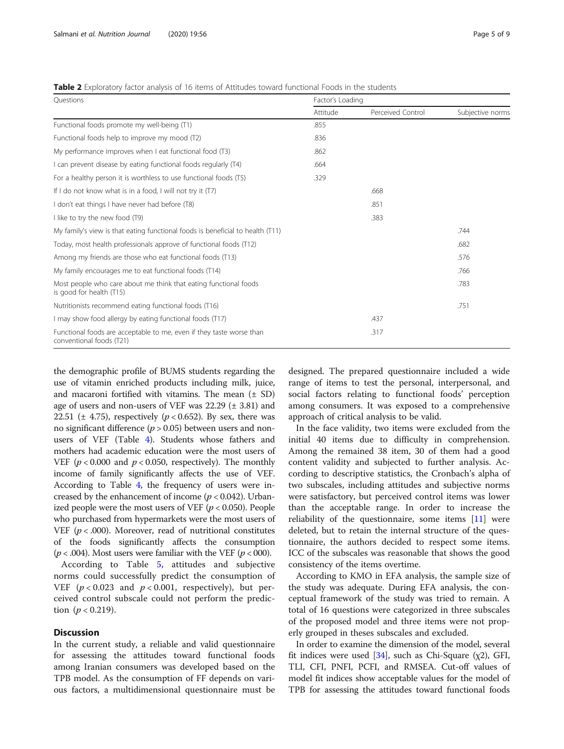**Table 2** Exploratory factor analysis of 16 items of Attitudes toward functional Foods in the students

| Questions | Factor's Loading | | |
|---|---|---|---|
| | Attitude | Perceived Control | Subjective norms |
| Functional foods promote my well-being (T1) | .855 | | |
| Functional foods help to improve my mood (T2) | .836 | | |
| My performance improves when I eat functional food (T3) | .862 | | |
| I can prevent disease by eating functional foods regularly (T4) | .664 | | |
| For a healthy person it is worthless to use functional foods (T5) | .329 | | |
| If I do not know what is in a food, I will not try it (T7) | | .668 | |
| I don't eat things I have never had before (T8) | | .851 | |
| I like to try the new food (T9) | | .383 | |
| My family's view is that eating functional foods is beneficial to health (T11) | | | .744 |
| Today, most health professionals approve of functional foods (T12) | | | .682 |
| Among my friends are those who eat functional foods (T13) | | | .576 |
| My family encourages me to eat functional foods (T14) | | | .766 |
| Most people who care about me think that eating functional foods is good for health (T15) | | | .783 |
| Nutritionists recommend eating functional foods (T16) | | | .751 |
| I may show food allergy by eating functional foods (T17) | | .437 | |
| Functional foods are acceptable to me, even if they taste worse than conventional foods (T21) | | .317 | |

the demographic profile of BUMS students regarding the use of vitamin enriched products including milk, juice, and macaroni fortified with vitamins. The mean (± SD) age of users and non-users of VEF was 22.29 (± 3.81) and 22.51 (± 4.75), respectively ($p < 0.652$). By sex, there was no significant difference ($p > 0.05$) between users and non-users of VEF (Table 4). Students whose fathers and mothers had academic education were the most users of VEF ($p < 0.000$ and $p < 0.050$, respectively). The monthly income of family significantly affects the use of VEF. According to Table 4, the frequency of users were increased by the enhancement of income ($p < 0.042$). Urbanized people were the most users of VEF ($p < 0.050$). People who purchased from hypermarkets were the most users of VEF ($p < .000$). Moreover, read of nutritional constitutes of the foods significantly affects the consumption ($p < .004$). Most users were familiar with the VEF ($p < 000$).

According to Table 5, attitudes and subjective norms could successfully predict the consumption of VEF ($p < 0.023$ and $p < 0.001$, respectively), but perceived control subscale could not perform the prediction ($p < 0.219$).

## Discussion

In the current study, a reliable and valid questionnaire for assessing the attitudes toward functional foods among Iranian consumers was developed based on the TPB model. As the consumption of FF depends on various factors, a multidimensional questionnaire must be designed. The prepared questionnaire included a wide range of items to test the personal, interpersonal, and social factors relating to functional foods' perception among consumers. It was exposed to a comprehensive approach of critical analysis to be valid.

In the face validity, two items were excluded from the initial 40 items due to difficulty in comprehension. Among the remained 38 item, 30 of them had a good content validity and subjected to further analysis. According to descriptive statistics, the Cronbach's alpha of two subscales, including attitudes and subjective norms were satisfactory, but perceived control items was lower than the acceptable range. In order to increase the reliability of the questionnaire, some items [11] were deleted, but to retain the internal structure of the questionnaire, the authors decided to respect some items. ICC of the subscales was reasonable that shows the good consistency of the items overtime.

According to KMO in EFA analysis, the sample size of the study was adequate. During EFA analysis, the conceptual framework of the study was tried to remain. A total of 16 questions were categorized in three subscales of the proposed model and three items were not properly grouped in theses subscales and excluded.

In order to examine the dimension of the model, several fit indices were used [34], such as Chi-Square ($\chi2$), GFI, TLI, CFI, PNFI, PCFI, and RMSEA. Cut-off values of model fit indices show acceptable values for the model of TPB for assessing the attitudes toward functional foods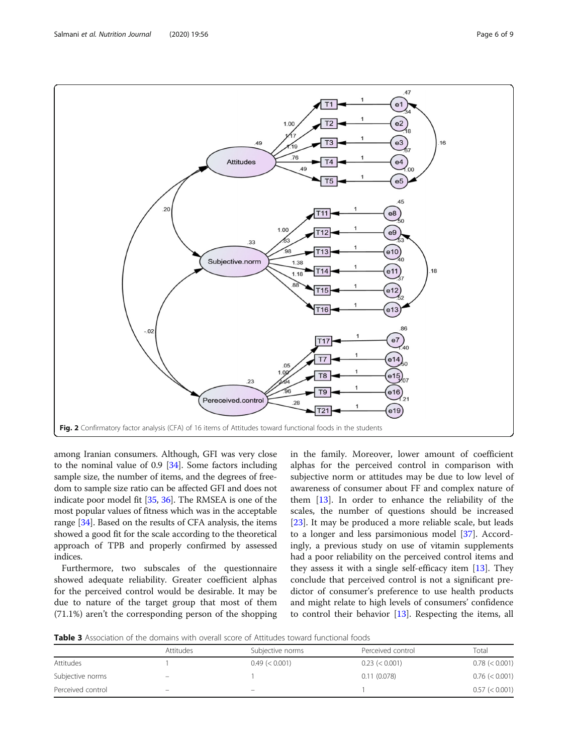Fig. 2 Confirmatory factor analysis (CFA) of 16 items of Attitudes toward functional foods in the students

among Iranian consumers. Although, GFI was very close to the nominal value of 0.9 [34]. Some factors including sample size, the number of items, and the degrees of freedom to sample size ratio can be affected GFI and does not indicate poor model fit [35, 36]. The RMSEA is one of the most popular values of fitness which was in the acceptable range [34]. Based on the results of CFA analysis, the items showed a good fit for the scale according to the theoretical approach of TPB and properly confirmed by assessed indices.

Furthermore, two subscales of the questionnaire showed adequate reliability. Greater coefficient alphas for the perceived control would be desirable. It may be due to nature of the target group that most of them (71.1%) aren't the corresponding person of the shopping in the family. Moreover, lower amount of coefficient alphas for the perceived control in comparison with subjective norm or attitudes may be due to low level of awareness of consumer about FF and complex nature of them [13]. In order to enhance the reliability of the scales, the number of questions should be increased [23]. It may be produced a more reliable scale, but leads to a longer and less parsimonious model [37]. Accordingly, a previous study on use of vitamin supplements had a poor reliability on the perceived control items and they assess it with a single self-efficacy item [13]. They conclude that perceived control is not a significant predictor of consumer's preference to use health products and might relate to high levels of consumers' confidence to control their behavior [13]. Respecting the items, all

**Table 3** Association of the domains with overall score of Attitudes toward functional foods

| | Attitudes | Subjective norms | Perceived control | Total |
|---|---|---|---|---|
| Attitudes | 1 | 0.49 (< 0.001) | 0.23 (< 0.001) | 0.78 (< 0.001) |
| Subjective norms | – | 1 | 0.11 (0.078) | 0.76 (< 0.001) |
| Perceived control | – | – | 1 | 0.57 (< 0.001) |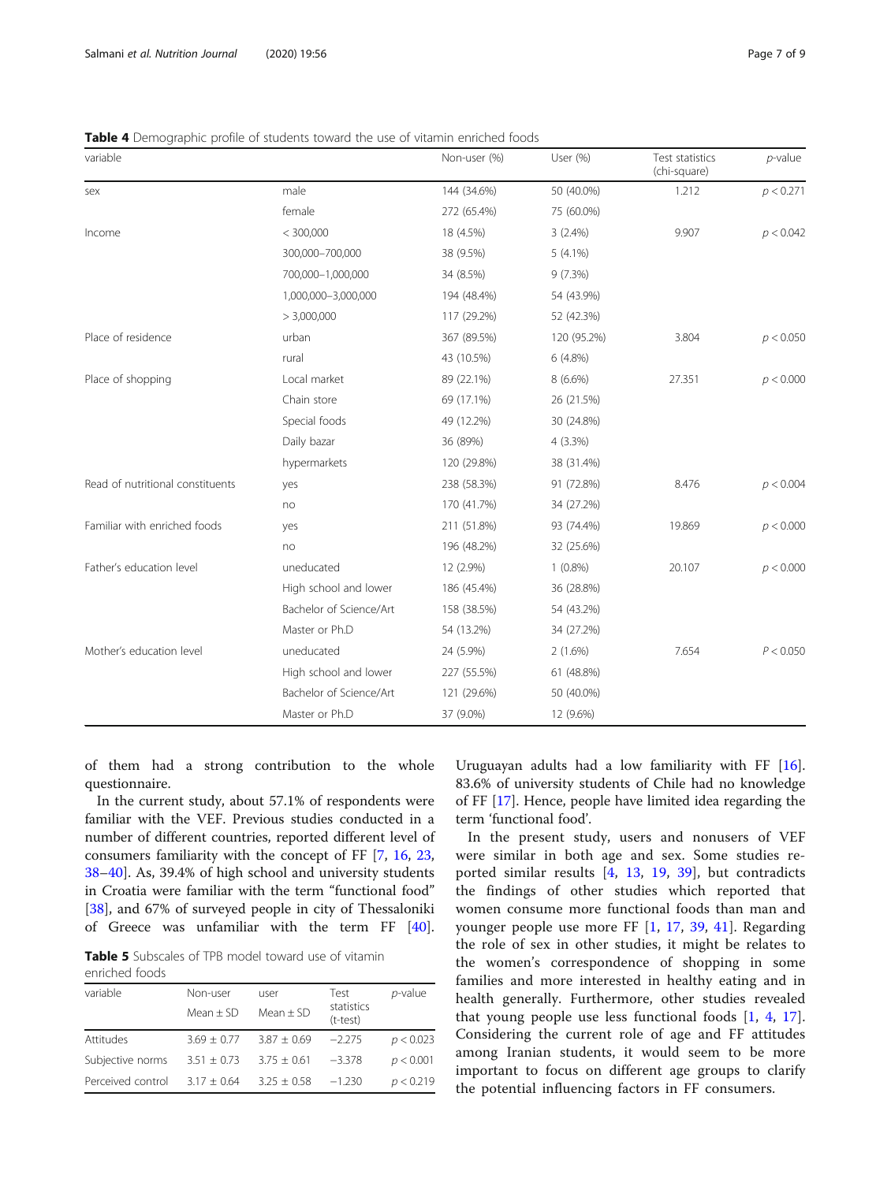**Table 4** Demographic profile of students toward the use of vitamin enriched foods

| variable | | Non-user (%) | User (%) | Test statistics (chi-square) | *p*-value |
|---|---|---|---|---|---|
| sex | male | 144 (34.6%) | 50 (40.0%) | 1.212 | $p < 0.271$ |
| | female | 272 (65.4%) | 75 (60.0%) | | |
| Income | < 300,000 | 18 (4.5%) | 3 (2.4%) | 9.907 | $p < 0.042$ |
| | 300,000–700,000 | 38 (9.5%) | 5 (4.1%) | | |
| | 700,000–1,000,000 | 34 (8.5%) | 9 (7.3%) | | |
| | 1,000,000–3,000,000 | 194 (48.4%) | 54 (43.9%) | | |
| | > 3,000,000 | 117 (29.2%) | 52 (42.3%) | | |
| Place of residence | urban | 367 (89.5%) | 120 (95.2%) | 3.804 | $p < 0.050$ |
| | rural | 43 (10.5%) | 6 (4.8%) | | |
| Place of shopping | Local market | 89 (22.1%) | 8 (6.6%) | 27.351 | $p < 0.000$ |
| | Chain store | 69 (17.1%) | 26 (21.5%) | | |
| | Special foods | 49 (12.2%) | 30 (24.8%) | | |
| | Daily bazar | 36 (89%) | 4 (3.3%) | | |
| | hypermarkets | 120 (29.8%) | 38 (31.4%) | | |
| Read of nutritional constituents | yes | 238 (58.3%) | 91 (72.8%) | 8.476 | $p < 0.004$ |
| | no | 170 (41.7%) | 34 (27.2%) | | |
| Familiar with enriched foods | yes | 211 (51.8%) | 93 (74.4%) | 19.869 | $p < 0.000$ |
| | no | 196 (48.2%) | 32 (25.6%) | | |
| Father's education level | uneducated | 12 (2.9%) | 1 (0.8%) | 20.107 | $p < 0.000$ |
| | High school and lower | 186 (45.4%) | 36 (28.8%) | | |
| | Bachelor of Science/Art | 158 (38.5%) | 54 (43.2%) | | |
| | Master or Ph.D | 54 (13.2%) | 34 (27.2%) | | |
| Mother's education level | uneducated | 24 (5.9%) | 2 (1.6%) | 7.654 | $P < 0.050$ |
| | High school and lower | 227 (55.5%) | 61 (48.8%) | | |
| | Bachelor of Science/Art | 121 (29.6%) | 50 (40.0%) | | |
| | Master or Ph.D | 37 (9.0%) | 12 (9.6%) | | |

of them had a strong contribution to the whole questionnaire.

In the current study, about 57.1% of respondents were familiar with the VEF. Previous studies conducted in a number of different countries, reported different level of consumers familiarity with the concept of FF [7, 16, 23, 38–40]. As, 39.4% of high school and university students in Croatia were familiar with the term "functional food" [38], and 67% of surveyed people in city of Thessaloniki of Greece was unfamiliar with the term FF [40]. Uruguayan adults had a low familiarity with FF [16]. 83.6% of university students of Chile had no knowledge of FF [17]. Hence, people have limited idea regarding the term 'functional food'.

**Table 5** Subscales of TPB model toward use of vitamin enriched foods

| variable | Non-user | user | Test statistics (t-test) | *p*-value |
|---|---|---|---|---|
| | Mean ± SD | Mean ± SD | | |
| Attitudes | 3.69 ± 0.77 | 3.87 ± 0.69 | −2.275 | $p < 0.023$ |
| Subjective norms | 3.51 ± 0.73 | 3.75 ± 0.61 | −3.378 | $p < 0.001$ |
| Perceived control | 3.17 ± 0.64 | 3.25 ± 0.58 | −1.230 | $p < 0.219$ |

In the present study, users and nonusers of VEF were similar in both age and sex. Some studies reported similar results [4, 13, 19, 39], but contradicts the findings of other studies which reported that women consume more functional foods than man and younger people use more FF [1, 17, 39, 41]. Regarding the role of sex in other studies, it might be relates to the women's correspondence of shopping in some families and more interested in healthy eating and in health generally. Furthermore, other studies revealed that young people use less functional foods [1, 4, 17]. Considering the current role of age and FF attitudes among Iranian students, it would seem to be more important to focus on different age groups to clarify the potential influencing factors in FF consumers.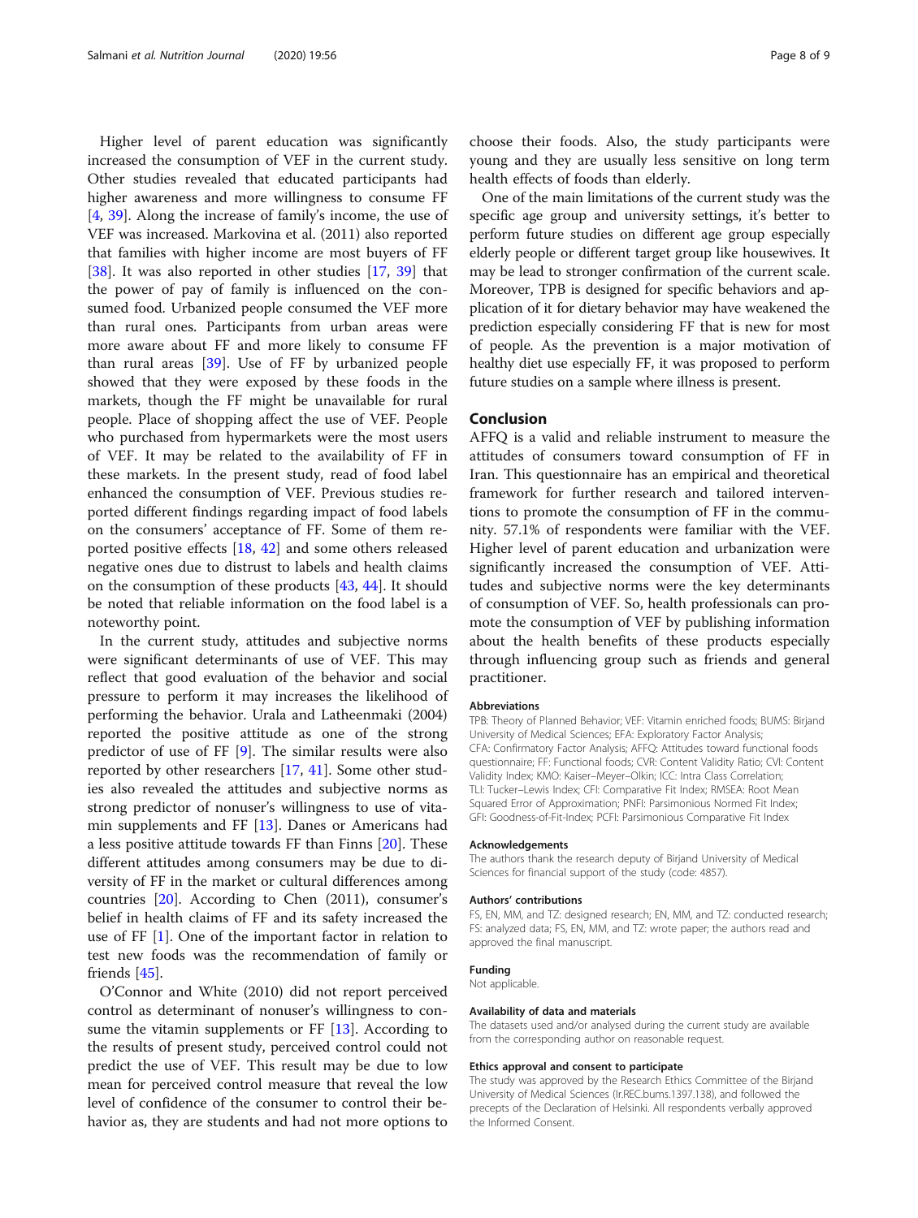Higher level of parent education was significantly increased the consumption of VEF in the current study. Other studies revealed that educated participants had higher awareness and more willingness to consume FF [4, 39]. Along the increase of family's income, the use of VEF was increased. Markovina et al. (2011) also reported that families with higher income are most buyers of FF [38]. It was also reported in other studies [17, 39] that the power of pay of family is influenced on the consumed food. Urbanized people consumed the VEF more than rural ones. Participants from urban areas were more aware about FF and more likely to consume FF than rural areas [39]. Use of FF by urbanized people showed that they were exposed by these foods in the markets, though the FF might be unavailable for rural people. Place of shopping affect the use of VEF. People who purchased from hypermarkets were the most users of VEF. It may be related to the availability of FF in these markets. In the present study, read of food label enhanced the consumption of VEF. Previous studies reported different findings regarding impact of food labels on the consumers' acceptance of FF. Some of them reported positive effects [18, 42] and some others released negative ones due to distrust to labels and health claims on the consumption of these products [43, 44]. It should be noted that reliable information on the food label is a noteworthy point.

In the current study, attitudes and subjective norms were significant determinants of use of VEF. This may reflect that good evaluation of the behavior and social pressure to perform it may increases the likelihood of performing the behavior. Urala and Latheenmaki (2004) reported the positive attitude as one of the strong predictor of use of FF [9]. The similar results were also reported by other researchers [17, 41]. Some other studies also revealed the attitudes and subjective norms as strong predictor of nonuser's willingness to use of vitamin supplements and FF [13]. Danes or Americans had a less positive attitude towards FF than Finns [20]. These different attitudes among consumers may be due to diversity of FF in the market or cultural differences among countries [20]. According to Chen (2011), consumer's belief in health claims of FF and its safety increased the use of FF [1]. One of the important factor in relation to test new foods was the recommendation of family or friends [45].

O'Connor and White (2010) did not report perceived control as determinant of nonuser's willingness to consume the vitamin supplements or FF [13]. According to the results of present study, perceived control could not predict the use of VEF. This result may be due to low mean for perceived control measure that reveal the low level of confidence of the consumer to control their behavior as, they are students and had not more options to choose their foods. Also, the study participants were young and they are usually less sensitive on long term health effects of foods than elderly.

One of the main limitations of the current study was the specific age group and university settings, it's better to perform future studies on different age group especially elderly people or different target group like housewives. It may be lead to stronger confirmation of the current scale. Moreover, TPB is designed for specific behaviors and application of it for dietary behavior may have weakened the prediction especially considering FF that is new for most of people. As the prevention is a major motivation of healthy diet use especially FF, it was proposed to perform future studies on a sample where illness is present.

## Conclusion

AFFQ is a valid and reliable instrument to measure the attitudes of consumers toward consumption of FF in Iran. This questionnaire has an empirical and theoretical framework for further research and tailored interventions to promote the consumption of FF in the community. 57.1% of respondents were familiar with the VEF. Higher level of parent education and urbanization were significantly increased the consumption of VEF. Attitudes and subjective norms were the key determinants of consumption of VEF. So, health professionals can promote the consumption of VEF by publishing information about the health benefits of these products especially through influencing group such as friends and general practitioner.

#### Abbreviations

TPB: Theory of Planned Behavior; VEF: Vitamin enriched foods; BUMS: Birjand University of Medical Sciences; EFA: Exploratory Factor Analysis; CFA: Confirmatory Factor Analysis; AFFQ: Attitudes toward functional foods questionnaire; FF: Functional foods; CVR: Content Validity Ratio; CVI: Content Validity Index; KMO: Kaiser–Meyer–Olkin; ICC: Intra Class Correlation; TLI: Tucker–Lewis Index; CFI: Comparative Fit Index; RMSEA: Root Mean Squared Error of Approximation; PNFI: Parsimonious Normed Fit Index; GFI: Goodness-of-Fit-Index; PCFI: Parsimonious Comparative Fit Index

#### Acknowledgements

The authors thank the research deputy of Birjand University of Medical Sciences for financial support of the study (code: 4857).

#### Authors' contributions

FS, EN, MM, and TZ: designed research; EN, MM, and TZ: conducted research; FS: analyzed data; FS, EN, MM, and TZ: wrote paper; the authors read and approved the final manuscript.

#### Funding

Not applicable.

#### Availability of data and materials

The datasets used and/or analysed during the current study are available from the corresponding author on reasonable request.

#### Ethics approval and consent to participate

The study was approved by the Research Ethics Committee of the Birjand University of Medical Sciences (Ir.REC.bums.1397.138), and followed the precepts of the Declaration of Helsinki. All respondents verbally approved the Informed Consent.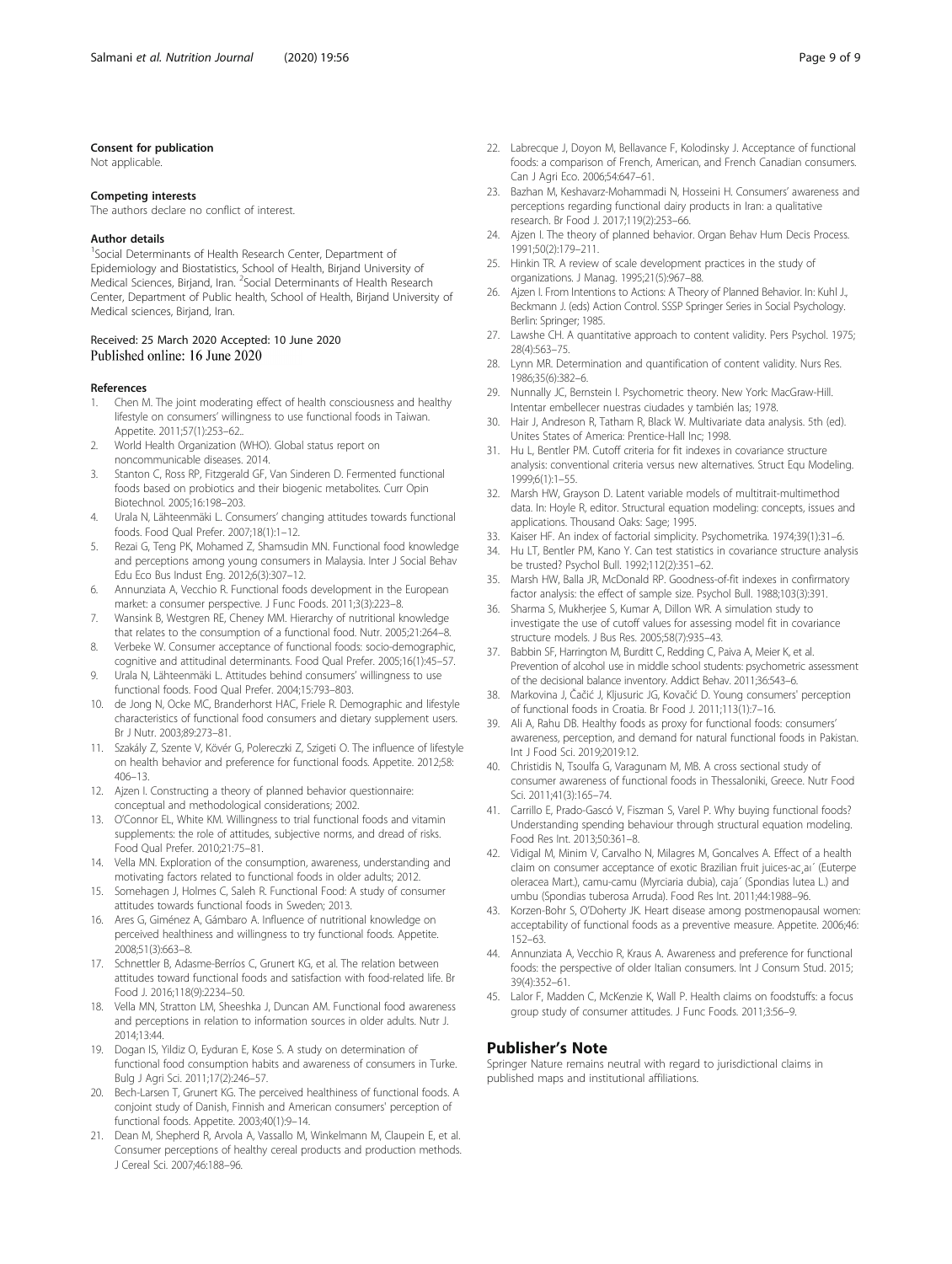#### Consent for publication

Not applicable.

#### Competing interests

The authors declare no conflict of interest.

#### Author details

[1]Social Determinants of Health Research Center, Department of Epidemiology and Biostatistics, School of Health, Birjand University of Medical Sciences, Birjand, Iran. [2]Social Determinants of Health Research Center, Department of Public health, School of Health, Birjand University of Medical sciences, Birjand, Iran.

Received: 25 March 2020 Accepted: 10 June 2020
Published online: 16 June 2020

#### References

1. Chen M. The joint moderating effect of health consciousness and healthy lifestyle on consumers' willingness to use functional foods in Taiwan. Appetite. 2011;57(1):253–62..
2. World Health Organization (WHO). Global status report on noncommunicable diseases. 2014.
3. Stanton C, Ross RP, Fitzgerald GF, Van Sinderen D. Fermented functional foods based on probiotics and their biogenic metabolites. Curr Opin Biotechnol. 2005;16:198–203.
4. Urala N, Lähteenmäki L. Consumers' changing attitudes towards functional foods. Food Qual Prefer. 2007;18(1):1–12.
5. Rezai G, Teng PK, Mohamed Z, Shamsudin MN. Functional food knowledge and perceptions among young consumers in Malaysia. Inter J Social Behav Edu Eco Bus Indust Eng. 2012;6(3):307–12.
6. Annunziata A, Vecchio R. Functional foods development in the European market: a consumer perspective. J Func Foods. 2011;3(3):223–8.
7. Wansink B, Westgren RE, Cheney MM. Hierarchy of nutritional knowledge that relates to the consumption of a functional food. Nutr. 2005;21:264–8.
8. Verbeke W. Consumer acceptance of functional foods: socio-demographic, cognitive and attitudinal determinants. Food Qual Prefer. 2005;16(1):45–57.
9. Urala N, Lähteenmäki L. Attitudes behind consumers' willingness to use functional foods. Food Qual Prefer. 2004;15:793–803.
10. de Jong N, Ocke MC, Branderhorst HAC, Friele R. Demographic and lifestyle characteristics of functional food consumers and dietary supplement users. Br J Nutr. 2003;89:273–81.
11. Szakály Z, Szente V, Kövér G, Polereczki Z, Szigeti O. The influence of lifestyle on health behavior and preference for functional foods. Appetite. 2012;58:406–13.
12. Ajzen I. Constructing a theory of planned behavior questionnaire: conceptual and methodological considerations; 2002.
13. O'Connor EL, White KM. Willingness to trial functional foods and vitamin supplements: the role of attitudes, subjective norms, and dread of risks. Food Qual Prefer. 2010;21:75–81.
14. Vella MN. Exploration of the consumption, awareness, understanding and motivating factors related to functional foods in older adults; 2012.
15. Somehagen J, Holmes C, Saleh R. Functional Food: A study of consumer attitudes towards functional foods in Sweden; 2013.
16. Ares G, Giménez A, Gámbaro A. Influence of nutritional knowledge on perceived healthiness and willingness to try functional foods. Appetite. 2008;51(3):663–8.
17. Schnettler B, Adasme-Berríos C, Grunert KG, et al. The relation between attitudes toward functional foods and satisfaction with food-related life. Br Food J. 2016;118(9):2234–50.
18. Vella MN, Stratton LM, Sheeshka J, Duncan AM. Functional food awareness and perceptions in relation to information sources in older adults. Nutr J. 2014;13:44.
19. Dogan IS, Yildiz O, Eyduran E, Kose S. A study on determination of functional food consumption habits and awareness of consumers in Turke. Bulg J Agri Sci. 2011;17(2):246–57.
20. Bech-Larsen T, Grunert KG. The perceived healthiness of functional foods. A conjoint study of Danish, Finnish and American consumers' perception of functional foods. Appetite. 2003;40(1):9–14.
21. Dean M, Shepherd R, Arvola A, Vassallo M, Winkelmann M, Claupein E, et al. Consumer perceptions of healthy cereal products and production methods. J Cereal Sci. 2007;46:188–96.
22. Labrecque J, Doyon M, Bellavance F, Kolodinsky J. Acceptance of functional foods: a comparison of French, American, and French Canadian consumers. Can J Agri Eco. 2006;54:647–61.
23. Bazhan M, Keshavarz-Mohammadi N, Hosseini H. Consumers' awareness and perceptions regarding functional dairy products in Iran: a qualitative research. Br Food J. 2017;119(2):253–66.
24. Ajzen I. The theory of planned behavior. Organ Behav Hum Decis Process. 1991;50(2):179–211.
25. Hinkin TR. A review of scale development practices in the study of organizations. J Manag. 1995;21(5):967–88.
26. Ajzen I. From Intentions to Actions: A Theory of Planned Behavior. In: Kuhl J., Beckmann J. (eds) Action Control. SSSP Springer Series in Social Psychology. Berlin: Springer; 1985.
27. Lawshe CH. A quantitative approach to content validity. Pers Psychol. 1975;28(4):563–75.
28. Lynn MR. Determination and quantification of content validity. Nurs Res. 1986;35(6):382–6.
29. Nunnally JC, Bernstein I. Psychometric theory. New York: MacGraw-Hill. Intentar embellecer nuestras ciudades y también las; 1978.
30. Hair J, Andreson R, Tatham R, Black W. Multivariate data analysis. 5th (ed). Unites States of America: Prentice-Hall Inc; 1998.
31. Hu L, Bentler PM. Cutoff criteria for fit indexes in covariance structure analysis: conventional criteria versus new alternatives. Struct Equ Modeling. 1999;6(1):1–55.
32. Marsh HW, Grayson D. Latent variable models of multitrait-multimethod data. In: Hoyle R, editor. Structural equation modeling: concepts, issues and applications. Thousand Oaks: Sage; 1995.
33. Kaiser HF. An index of factorial simplicity. Psychometrika. 1974;39(1):31–6.
34. Hu LT, Bentler PM, Kano Y. Can test statistics in covariance structure analysis be trusted? Psychol Bull. 1992;112(2):351–62.
35. Marsh HW, Balla JR, McDonald RP. Goodness-of-fit indexes in confirmatory factor analysis: the effect of sample size. Psychol Bull. 1988;103(3):391.
36. Sharma S, Mukherjee S, Kumar A, Dillon WR. A simulation study to investigate the use of cutoff values for assessing model fit in covariance structure models. J Bus Res. 2005;58(7):935–43.
37. Babbin SF, Harrington M, Burditt C, Redding C, Paiva A, Meier K, et al. Prevention of alcohol use in middle school students: psychometric assessment of the decisional balance inventory. Addict Behav. 2011;36:543–6.
38. Markovina J, Čačić J, Kljusuric JG, Kovačić D. Young consumers' perception of functional foods in Croatia. Br Food J. 2011;113(1):7–16.
39. Ali A, Rahu DB. Healthy foods as proxy for functional foods: consumers' awareness, perception, and demand for natural functional foods in Pakistan. Int J Food Sci. 2019;2019:12.
40. Christidis N, Tsoulfa G, Varagunam M, MB. A cross sectional study of consumer awareness of functional foods in Thessaloniki, Greece. Nutr Food Sci. 2011;41(3):165–74.
41. Carrillo E, Prado-Gascó V, Fiszman S, Varel P. Why buying functional foods? Understanding spending behaviour through structural equation modeling. Food Res Int. 2013;50:361–8.
42. Vidigal M, Minim V, Carvalho N, Milagres M, Goncalves A. Effect of a health claim on consumer acceptance of exotic Brazilian fruit juices-ac¸aı´ (Euterpe oleracea Mart.), camu-camu (Myrciaria dubia), caja´ (Spondias lutea L.) and umbu (Spondias tuberosa Arruda). Food Res Int. 2011;44:1988–96.
43. Korzen-Bohr S, O'Doherty JK. Heart disease among postmenopausal women: acceptability of functional foods as a preventive measure. Appetite. 2006;46:152–63.
44. Annunziata A, Vecchio R, Kraus A. Awareness and preference for functional foods: the perspective of older Italian consumers. Int J Consum Stud. 2015;39(4):352–61.
45. Lalor F, Madden C, McKenzie K, Wall P. Health claims on foodstuffs: a focus group study of consumer attitudes. J Func Foods. 2011;3:56–9.

## Publisher's Note

Springer Nature remains neutral with regard to jurisdictional claims in published maps and institutional affiliations.